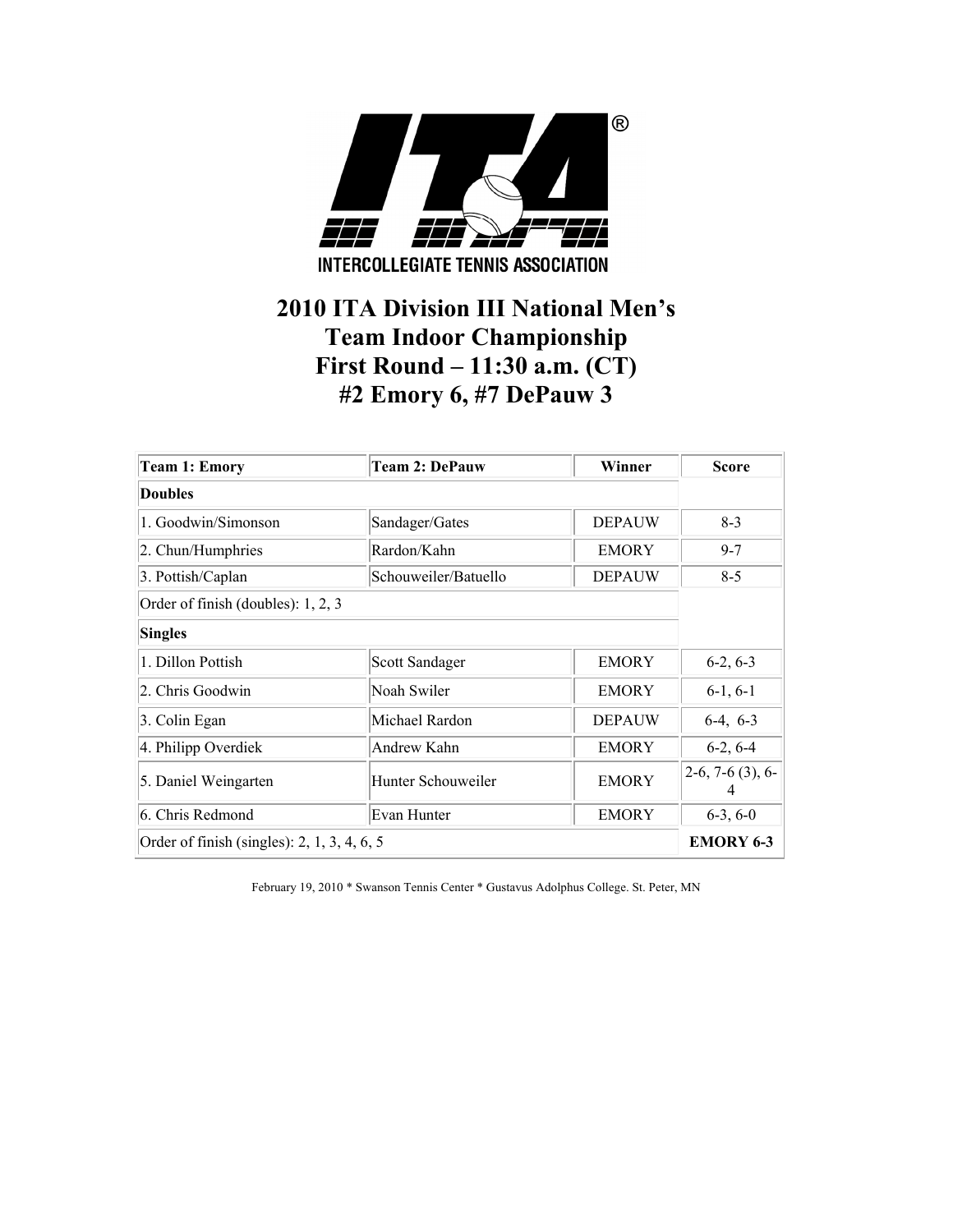INTERCOLLEGIATE TENNIS ASSOCIATION

# 2010 ITA Division III National Men's Team Indoor Championship
# First Round – 11:30 a.m. (CT)
# #2 Emory 6, #7 DePauw 3

| Team 1: Emory | Team 2: DePauw | Winner | Score |
|---|---|---|---|
| **Doubles** | | | |
| 1. Goodwin/Simonson | Sandager/Gates | DEPAUW | 8-3 |
| 2. Chun/Humphries | Rardon/Kahn | EMORY | 9-7 |
| 3. Pottish/Caplan | Schouweiler/Batuello | DEPAUW | 8-5 |
| Order of finish (doubles): 1, 2, 3 | | | |
| **Singles** | | | |
| 1. Dillon Pottish | Scott Sandager | EMORY | 6-2, 6-3 |
| 2. Chris Goodwin | Noah Swiler | EMORY | 6-1, 6-1 |
| 3. Colin Egan | Michael Rardon | DEPAUW | 6-4, 6-3 |
| 4. Philipp Overdiek | Andrew Kahn | EMORY | 6-2, 6-4 |
| 5. Daniel Weingarten | Hunter Schouweiler | EMORY | 2-6, 7-6 (3), 6-4 |
| 6. Chris Redmond | Evan Hunter | EMORY | 6-3, 6-0 |
| Order of finish (singles): 2, 1, 3, 4, 6, 5 | | | **EMORY 6-3** |

February 19, 2010 * Swanson Tennis Center * Gustavus Adolphus College. St. Peter, MN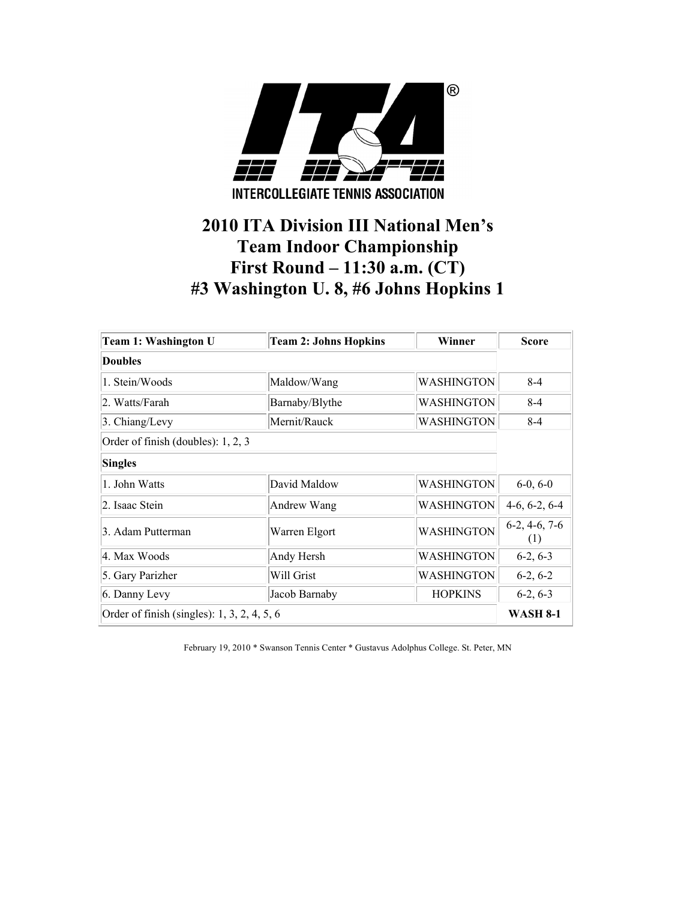INTERCOLLEGIATE TENNIS ASSOCIATION

# 2010 ITA Division III National Men's Team Indoor Championship
# First Round – 11:30 a.m. (CT)
# #3 Washington U. 8, #6 Johns Hopkins 1

| Team 1: Washington U | Team 2: Johns Hopkins | Winner | Score |
|---|---|---|---|
| **Doubles** | | | |
| 1. Stein/Woods | Maldow/Wang | WASHINGTON | 8-4 |
| 2. Watts/Farah | Barnaby/Blythe | WASHINGTON | 8-4 |
| 3. Chiang/Levy | Mernit/Rauck | WASHINGTON | 8-4 |
| Order of finish (doubles): 1, 2, 3 | | | |
| **Singles** | | | |
| 1. John Watts | David Maldow | WASHINGTON | 6-0, 6-0 |
| 2. Isaac Stein | Andrew Wang | WASHINGTON | 4-6, 6-2, 6-4 |
| 3. Adam Putterman | Warren Elgort | WASHINGTON | 6-2, 4-6, 7-6 (1) |
| 4. Max Woods | Andy Hersh | WASHINGTON | 6-2, 6-3 |
| 5. Gary Parizher | Will Grist | WASHINGTON | 6-2, 6-2 |
| 6. Danny Levy | Jacob Barnaby | HOPKINS | 6-2, 6-3 |
| Order of finish (singles): 1, 3, 2, 4, 5, 6 | | | **WASH 8-1** |

February 19, 2010 * Swanson Tennis Center * Gustavus Adolphus College. St. Peter, MN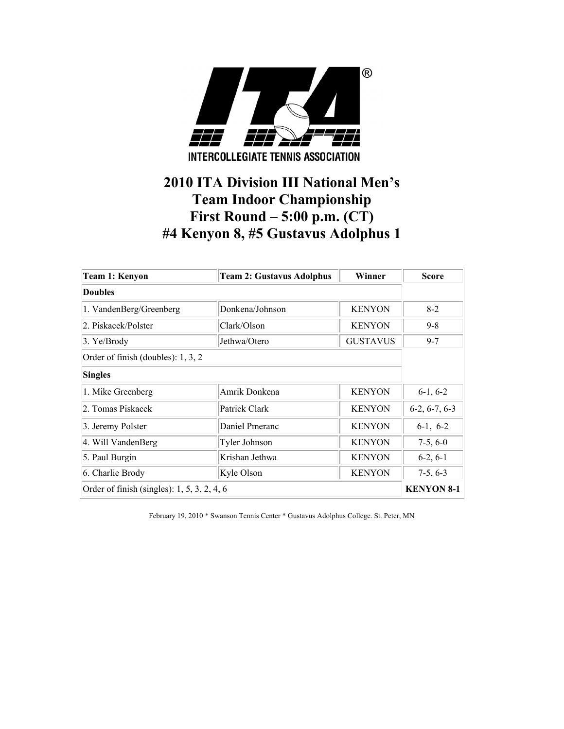INTERCOLLEGIATE TENNIS ASSOCIATION

# 2010 ITA Division III National Men's Team Indoor Championship
# First Round – 5:00 p.m. (CT)
# #4 Kenyon 8, #5 Gustavus Adolphus 1

| Team 1: Kenyon | Team 2: Gustavus Adolphus | Winner | Score |
|---|---|---|---|
| **Doubles** | | | |
| 1. VandenBerg/Greenberg | Donkena/Johnson | KENYON | 8-2 |
| 2. Piskacek/Polster | Clark/Olson | KENYON | 9-8 |
| 3. Ye/Brody | Jethwa/Otero | GUSTAVUS | 9-7 |
| Order of finish (doubles): 1, 3, 2 | | | |
| **Singles** | | | |
| 1. Mike Greenberg | Amrik Donkena | KENYON | 6-1, 6-2 |
| 2. Tomas Piskacek | Patrick Clark | KENYON | 6-2, 6-7, 6-3 |
| 3. Jeremy Polster | Daniel Pmeranc | KENYON | 6-1, 6-2 |
| 4. Will VandenBerg | Tyler Johnson | KENYON | 7-5, 6-0 |
| 5. Paul Burgin | Krishan Jethwa | KENYON | 6-2, 6-1 |
| 6. Charlie Brody | Kyle Olson | KENYON | 7-5, 6-3 |
| Order of finish (singles): 1, 5, 3, 2, 4, 6 | | | **KENYON 8-1** |

February 19, 2010 * Swanson Tennis Center * Gustavus Adolphus College. St. Peter, MN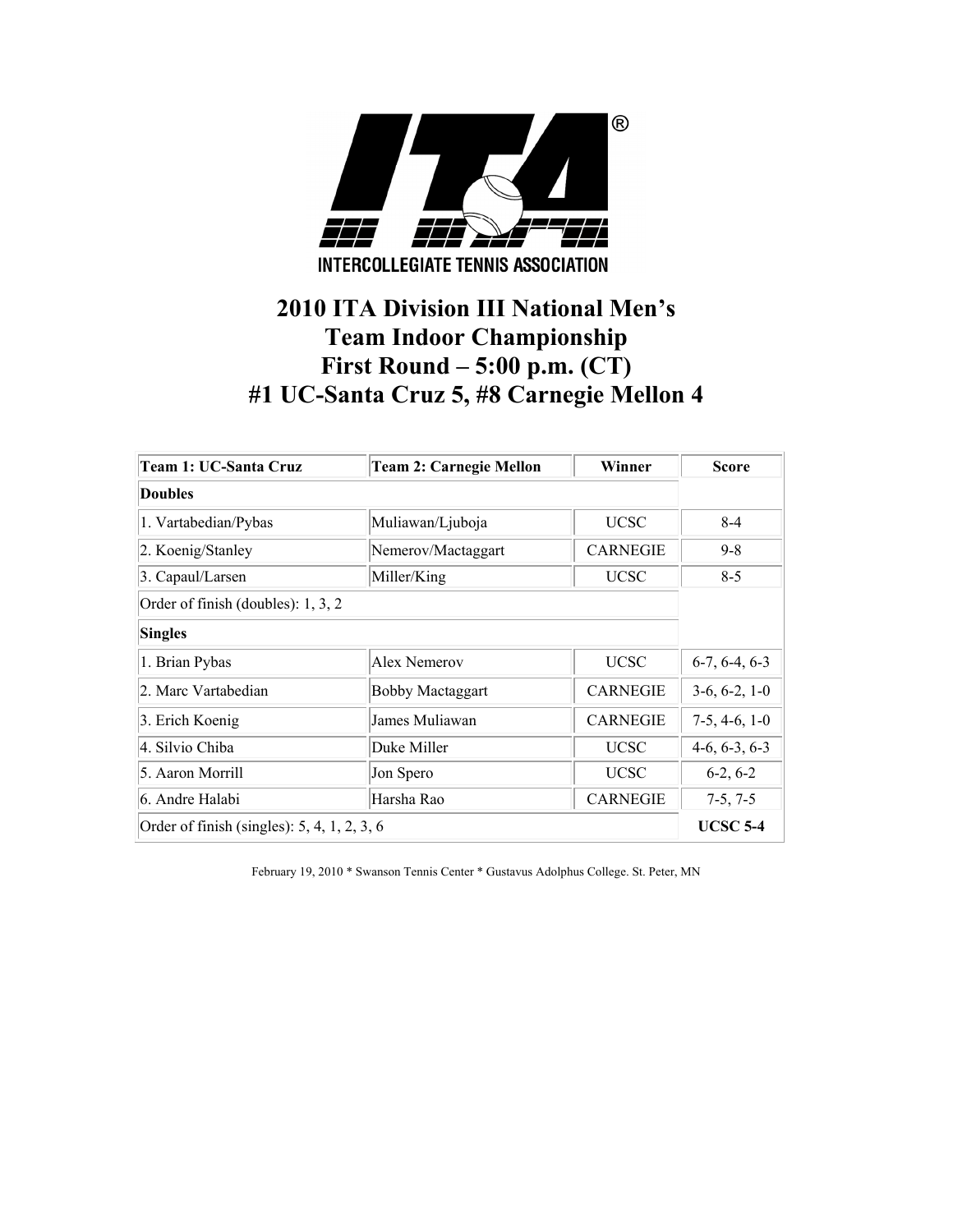INTERCOLLEGIATE TENNIS ASSOCIATION

# 2010 ITA Division III National Men's Team Indoor Championship
# First Round – 5:00 p.m. (CT)
# #1 UC-Santa Cruz 5, #8 Carnegie Mellon 4

| Team 1: UC-Santa Cruz | Team 2: Carnegie Mellon | Winner | Score |
|---|---|---|---|
| **Doubles** | | | |
| 1. Vartabedian/Pybas | Muliawan/Ljuboja | UCSC | 8-4 |
| 2. Koenig/Stanley | Nemerov/Mactaggart | CARNEGIE | 9-8 |
| 3. Capaul/Larsen | Miller/King | UCSC | 8-5 |
| Order of finish (doubles): 1, 3, 2 | | | |
| **Singles** | | | |
| 1. Brian Pybas | Alex Nemerov | UCSC | 6-7, 6-4, 6-3 |
| 2. Marc Vartabedian | Bobby Mactaggart | CARNEGIE | 3-6, 6-2, 1-0 |
| 3. Erich Koenig | James Muliawan | CARNEGIE | 7-5, 4-6, 1-0 |
| 4. Silvio Chiba | Duke Miller | UCSC | 4-6, 6-3, 6-3 |
| 5. Aaron Morrill | Jon Spero | UCSC | 6-2, 6-2 |
| 6. Andre Halabi | Harsha Rao | CARNEGIE | 7-5, 7-5 |
| Order of finish (singles): 5, 4, 1, 2, 3, 6 | | | **UCSC 5-4** |

February 19, 2010 * Swanson Tennis Center * Gustavus Adolphus College. St. Peter, MN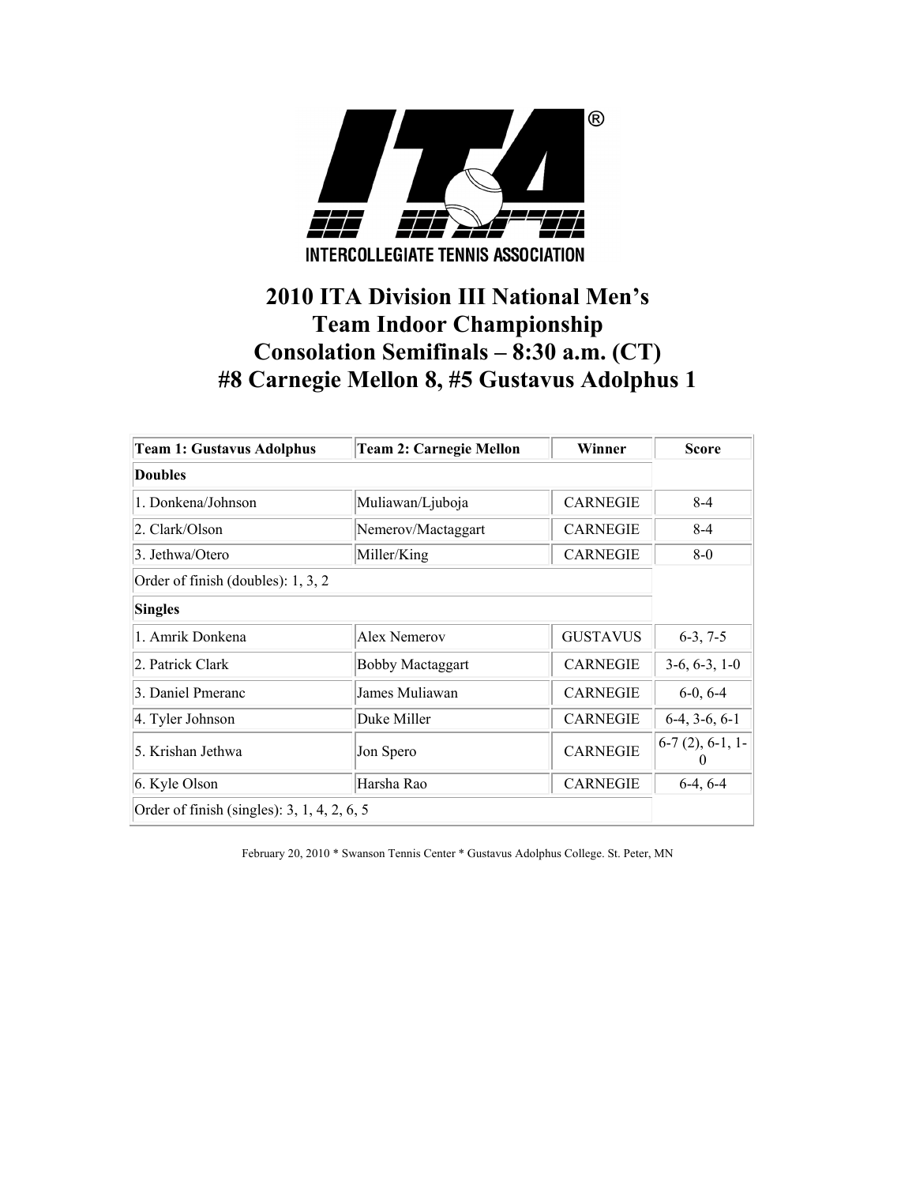INTERCOLLEGIATE TENNIS ASSOCIATION

# 2010 ITA Division III National Men's Team Indoor Championship Consolation Semifinals – 8:30 a.m. (CT) #8 Carnegie Mellon 8, #5 Gustavus Adolphus 1

| Team 1: Gustavus Adolphus | Team 2: Carnegie Mellon | Winner | Score |
|---|---|---|---|
| **Doubles** | | | |
| 1. Donkena/Johnson | Muliawan/Ljuboja | CARNEGIE | 8-4 |
| 2. Clark/Olson | Nemerov/Mactaggart | CARNEGIE | 8-4 |
| 3. Jethwa/Otero | Miller/King | CARNEGIE | 8-0 |
| Order of finish (doubles): 1, 3, 2 | | | |
| **Singles** | | | |
| 1. Amrik Donkena | Alex Nemerov | GUSTAVUS | 6-3, 7-5 |
| 2. Patrick Clark | Bobby Mactaggart | CARNEGIE | 3-6, 6-3, 1-0 |
| 3. Daniel Pmeranc | James Muliawan | CARNEGIE | 6-0, 6-4 |
| 4. Tyler Johnson | Duke Miller | CARNEGIE | 6-4, 3-6, 6-1 |
| 5. Krishan Jethwa | Jon Spero | CARNEGIE | 6-7 (2), 6-1, 1-0 |
| 6. Kyle Olson | Harsha Rao | CARNEGIE | 6-4, 6-4 |
| Order of finish (singles): 3, 1, 4, 2, 6, 5 | | | |

February 20, 2010 * Swanson Tennis Center * Gustavus Adolphus College. St. Peter, MN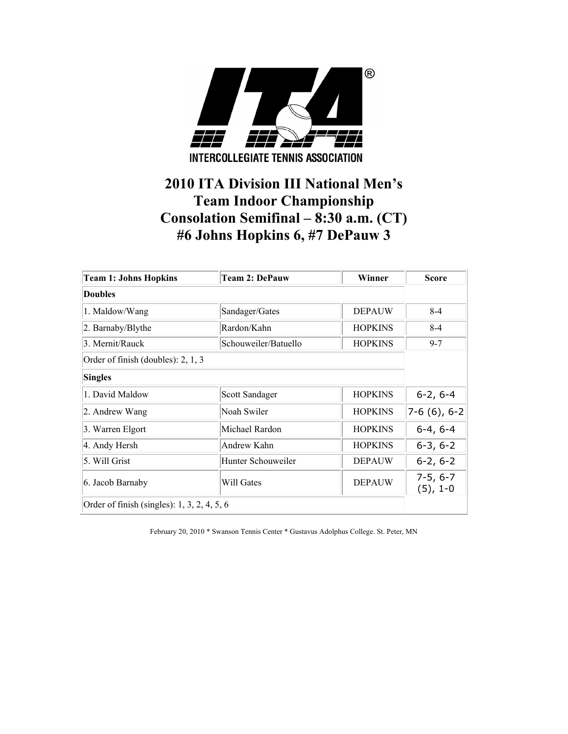INTERCOLLEGIATE TENNIS ASSOCIATION

# 2010 ITA Division III National Men's Team Indoor Championship Consolation Semifinal – 8:30 a.m. (CT) #6 Johns Hopkins 6, #7 DePauw 3

| Team 1: Johns Hopkins | Team 2: DePauw | Winner | Score |
|---|---|---|---|
| **Doubles** | | | |
| 1. Maldow/Wang | Sandager/Gates | DEPAUW | 8-4 |
| 2. Barnaby/Blythe | Rardon/Kahn | HOPKINS | 8-4 |
| 3. Mernit/Rauck | Schouweiler/Batuello | HOPKINS | 9-7 |
| Order of finish (doubles): 2, 1, 3 | | | |
| **Singles** | | | |
| 1. David Maldow | Scott Sandager | HOPKINS | 6-2, 6-4 |
| 2. Andrew Wang | Noah Swiler | HOPKINS | 7-6 (6), 6-2 |
| 3. Warren Elgort | Michael Rardon | HOPKINS | 6-4, 6-4 |
| 4. Andy Hersh | Andrew Kahn | HOPKINS | 6-3, 6-2 |
| 5. Will Grist | Hunter Schouweiler | DEPAUW | 6-2, 6-2 |
| 6. Jacob Barnaby | Will Gates | DEPAUW | 7-5, 6-7 (5), 1-0 |
| Order of finish (singles): 1, 3, 2, 4, 5, 6 | | | |

February 20, 2010 * Swanson Tennis Center * Gustavus Adolphus College. St. Peter, MN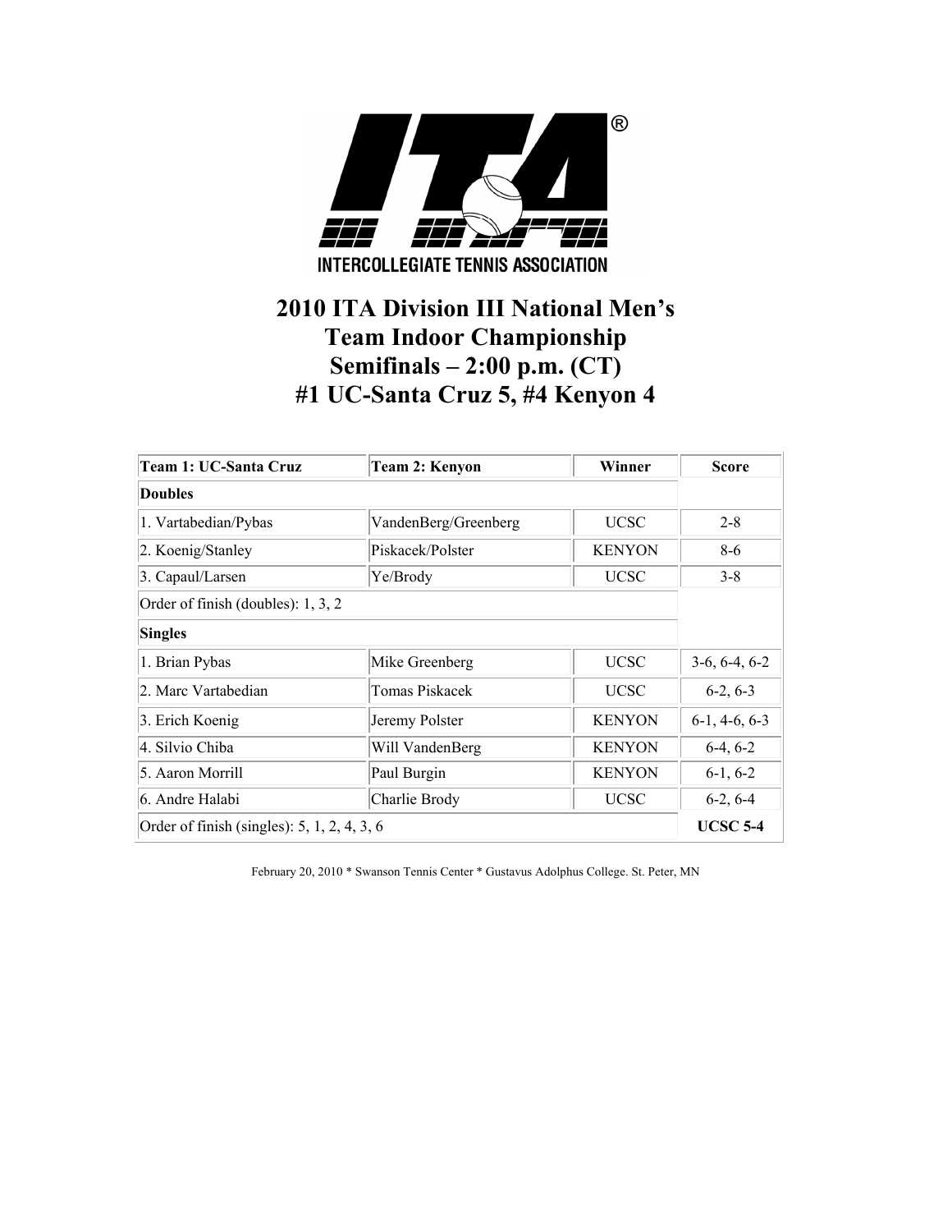INTERCOLLEGIATE TENNIS ASSOCIATION

# 2010 ITA Division III National Men's Team Indoor Championship
# Semifinals – 2:00 p.m. (CT)
# #1 UC-Santa Cruz 5, #4 Kenyon 4

| Team 1: UC-Santa Cruz | Team 2: Kenyon | Winner | Score |
|---|---|---|---|
| **Doubles** | | | |
| 1. Vartabedian/Pybas | VandenBerg/Greenberg | UCSC | 2-8 |
| 2. Koenig/Stanley | Piskacek/Polster | KENYON | 8-6 |
| 3. Capaul/Larsen | Ye/Brody | UCSC | 3-8 |
| Order of finish (doubles): 1, 3, 2 | | | |
| **Singles** | | | |
| 1. Brian Pybas | Mike Greenberg | UCSC | 3-6, 6-4, 6-2 |
| 2. Marc Vartabedian | Tomas Piskacek | UCSC | 6-2, 6-3 |
| 3. Erich Koenig | Jeremy Polster | KENYON | 6-1, 4-6, 6-3 |
| 4. Silvio Chiba | Will VandenBerg | KENYON | 6-4, 6-2 |
| 5. Aaron Morrill | Paul Burgin | KENYON | 6-1, 6-2 |
| 6. Andre Halabi | Charlie Brody | UCSC | 6-2, 6-4 |
| Order of finish (singles): 5, 1, 2, 4, 3, 6 | | | **UCSC 5-4** |

February 20, 2010 * Swanson Tennis Center * Gustavus Adolphus College. St. Peter, MN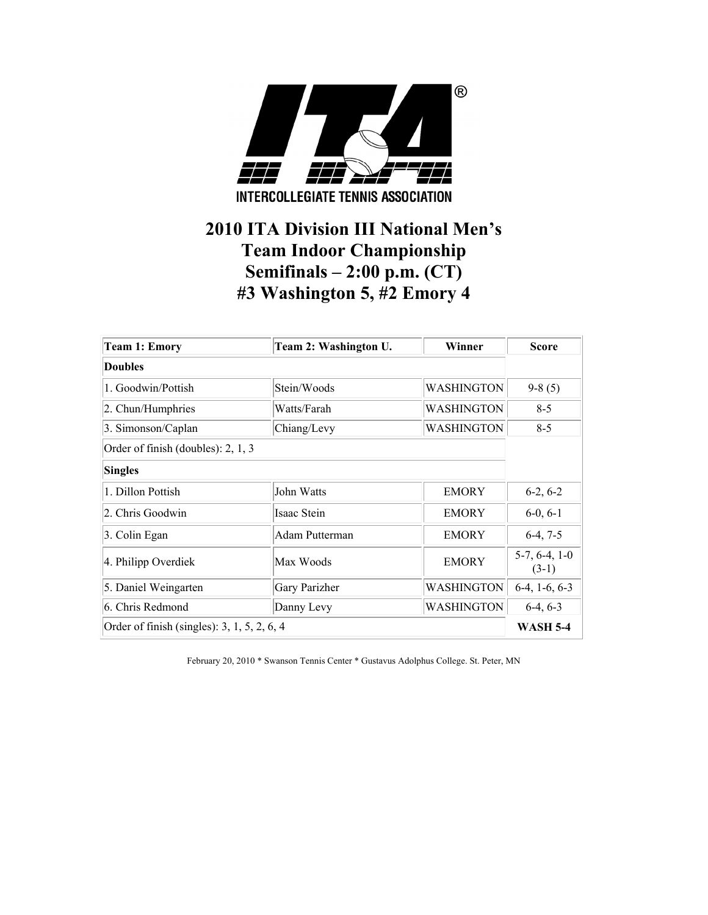INTERCOLLEGIATE TENNIS ASSOCIATION

# 2010 ITA Division III National Men's Team Indoor Championship
# Semifinals – 2:00 p.m. (CT)
# #3 Washington 5, #2 Emory 4

| Team 1: Emory | Team 2: Washington U. | Winner | Score |
|---|---|---|---|
| **Doubles** | | | |
| 1. Goodwin/Pottish | Stein/Woods | WASHINGTON | 9-8 (5) |
| 2. Chun/Humphries | Watts/Farah | WASHINGTON | 8-5 |
| 3. Simonson/Caplan | Chiang/Levy | WASHINGTON | 8-5 |
| Order of finish (doubles): 2, 1, 3 | | | |
| **Singles** | | | |
| 1. Dillon Pottish | John Watts | EMORY | 6-2, 6-2 |
| 2. Chris Goodwin | Isaac Stein | EMORY | 6-0, 6-1 |
| 3. Colin Egan | Adam Putterman | EMORY | 6-4, 7-5 |
| 4. Philipp Overdiek | Max Woods | EMORY | 5-7, 6-4, 1-0 (3-1) |
| 5. Daniel Weingarten | Gary Parizher | WASHINGTON | 6-4, 1-6, 6-3 |
| 6. Chris Redmond | Danny Levy | WASHINGTON | 6-4, 6-3 |
| Order of finish (singles): 3, 1, 5, 2, 6, 4 | | | **WASH 5-4** |

February 20, 2010 * Swanson Tennis Center * Gustavus Adolphus College. St. Peter, MN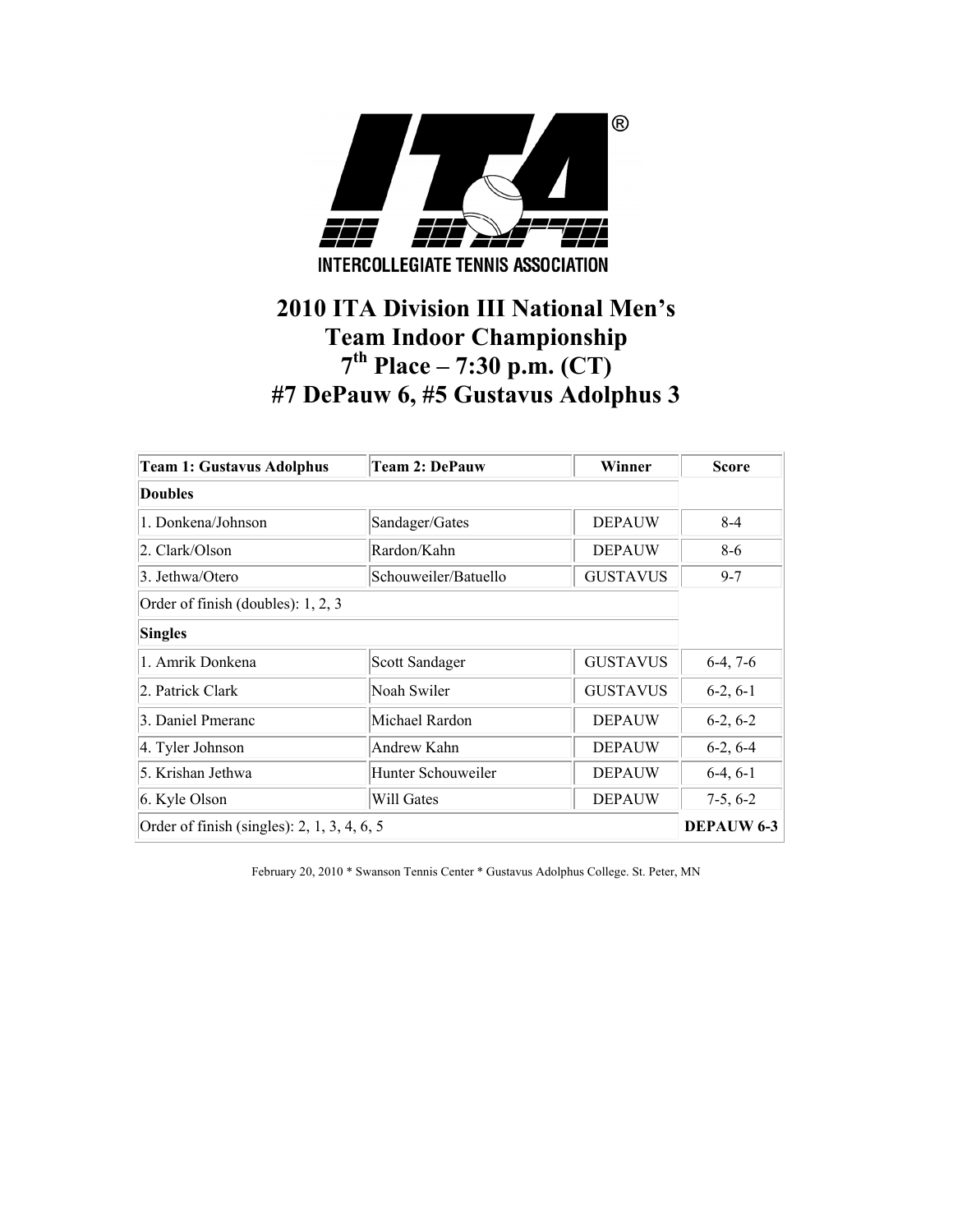INTERCOLLEGIATE TENNIS ASSOCIATION

# 2010 ITA Division III National Men's Team Indoor Championship
# 7th Place – 7:30 p.m. (CT)
# #7 DePauw 6, #5 Gustavus Adolphus 3

| Team 1: Gustavus Adolphus | Team 2: DePauw | Winner | Score |
|---|---|---|---|
| **Doubles** | | | |
| 1. Donkena/Johnson | Sandager/Gates | DEPAUW | 8-4 |
| 2. Clark/Olson | Rardon/Kahn | DEPAUW | 8-6 |
| 3. Jethwa/Otero | Schouweiler/Batuello | GUSTAVUS | 9-7 |
| Order of finish (doubles): 1, 2, 3 | | | |
| **Singles** | | | |
| 1. Amrik Donkena | Scott Sandager | GUSTAVUS | 6-4, 7-6 |
| 2. Patrick Clark | Noah Swiler | GUSTAVUS | 6-2, 6-1 |
| 3. Daniel Pmeranc | Michael Rardon | DEPAUW | 6-2, 6-2 |
| 4. Tyler Johnson | Andrew Kahn | DEPAUW | 6-2, 6-4 |
| 5. Krishan Jethwa | Hunter Schouweiler | DEPAUW | 6-4, 6-1 |
| 6. Kyle Olson | Will Gates | DEPAUW | 7-5, 6-2 |
| Order of finish (singles): 2, 1, 3, 4, 6, 5 | | | **DEPAUW 6-3** |

February 20, 2010 * Swanson Tennis Center * Gustavus Adolphus College. St. Peter, MN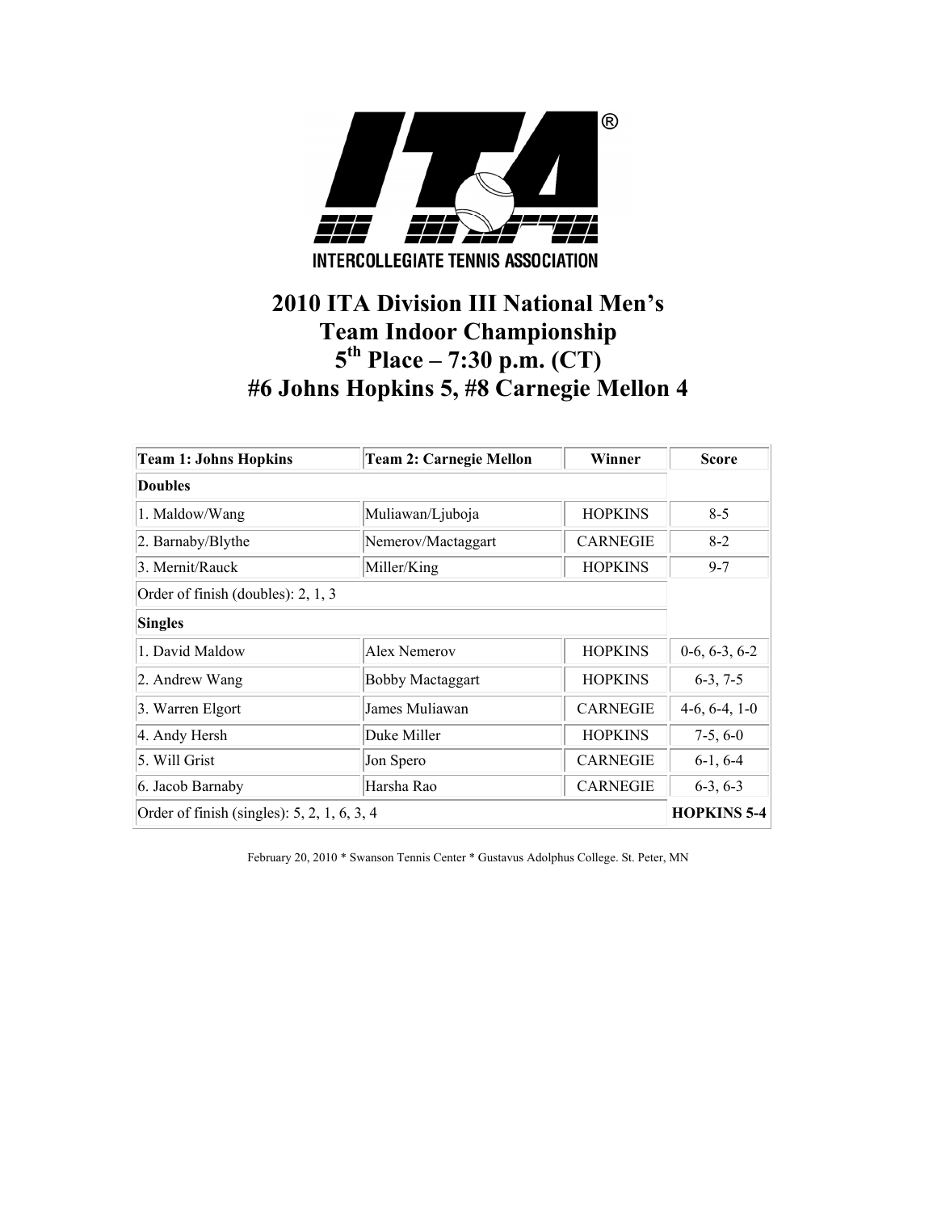INTERCOLLEGIATE TENNIS ASSOCIATION

# 2010 ITA Division III National Men's Team Indoor Championship
# 5th Place – 7:30 p.m. (CT)
# #6 Johns Hopkins 5, #8 Carnegie Mellon 4

| Team 1: Johns Hopkins | Team 2: Carnegie Mellon | Winner | Score |
|---|---|---|---|
| **Doubles** | | | |
| 1. Maldow/Wang | Muliawan/Ljuboja | HOPKINS | 8-5 |
| 2. Barnaby/Blythe | Nemerov/Mactaggart | CARNEGIE | 8-2 |
| 3. Mernit/Rauck | Miller/King | HOPKINS | 9-7 |
| Order of finish (doubles): 2, 1, 3 | | | |
| **Singles** | | | |
| 1. David Maldow | Alex Nemerov | HOPKINS | 0-6, 6-3, 6-2 |
| 2. Andrew Wang | Bobby Mactaggart | HOPKINS | 6-3, 7-5 |
| 3. Warren Elgort | James Muliawan | CARNEGIE | 4-6, 6-4, 1-0 |
| 4. Andy Hersh | Duke Miller | HOPKINS | 7-5, 6-0 |
| 5. Will Grist | Jon Spero | CARNEGIE | 6-1, 6-4 |
| 6. Jacob Barnaby | Harsha Rao | CARNEGIE | 6-3, 6-3 |
| Order of finish (singles): 5, 2, 1, 6, 3, 4 | | | **HOPKINS 5-4** |

February 20, 2010 * Swanson Tennis Center * Gustavus Adolphus College. St. Peter, MN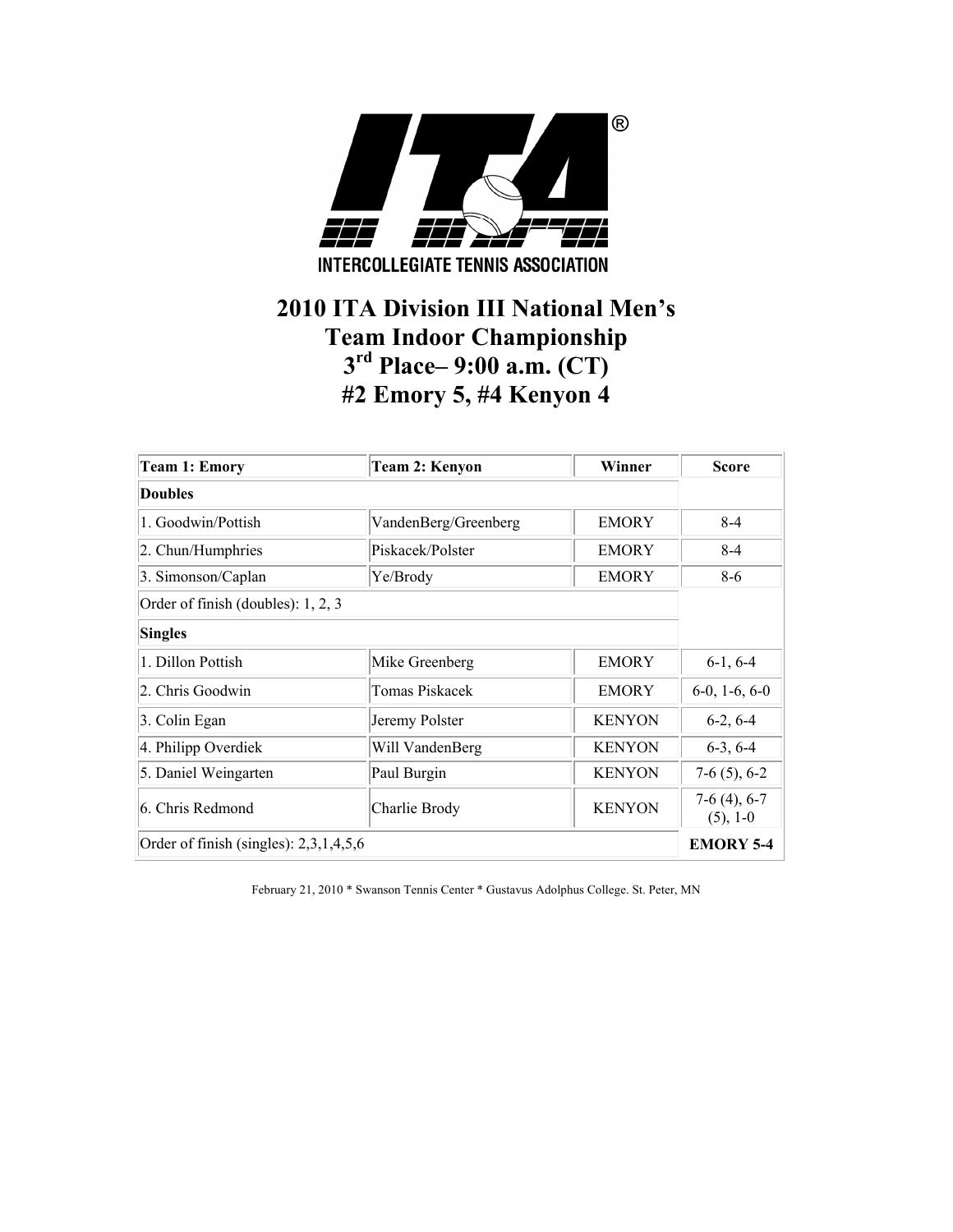INTERCOLLEGIATE TENNIS ASSOCIATION

# 2010 ITA Division III National Men's Team Indoor Championship 3rd Place– 9:00 a.m. (CT) #2 Emory 5, #4 Kenyon 4

| Team 1: Emory | Team 2: Kenyon | Winner | Score |
|---|---|---|---|
| **Doubles** | | | |
| 1. Goodwin/Pottish | VandenBerg/Greenberg | EMORY | 8-4 |
| 2. Chun/Humphries | Piskacek/Polster | EMORY | 8-4 |
| 3. Simonson/Caplan | Ye/Brody | EMORY | 8-6 |
| Order of finish (doubles): 1, 2, 3 | | | |
| **Singles** | | | |
| 1. Dillon Pottish | Mike Greenberg | EMORY | 6-1, 6-4 |
| 2. Chris Goodwin | Tomas Piskacek | EMORY | 6-0, 1-6, 6-0 |
| 3. Colin Egan | Jeremy Polster | KENYON | 6-2, 6-4 |
| 4. Philipp Overdiek | Will VandenBerg | KENYON | 6-3, 6-4 |
| 5. Daniel Weingarten | Paul Burgin | KENYON | 7-6 (5), 6-2 |
| 6. Chris Redmond | Charlie Brody | KENYON | 7-6 (4), 6-7 (5), 1-0 |
| Order of finish (singles): 2,3,1,4,5,6 | | | **EMORY 5-4** |

February 21, 2010 * Swanson Tennis Center * Gustavus Adolphus College. St. Peter, MN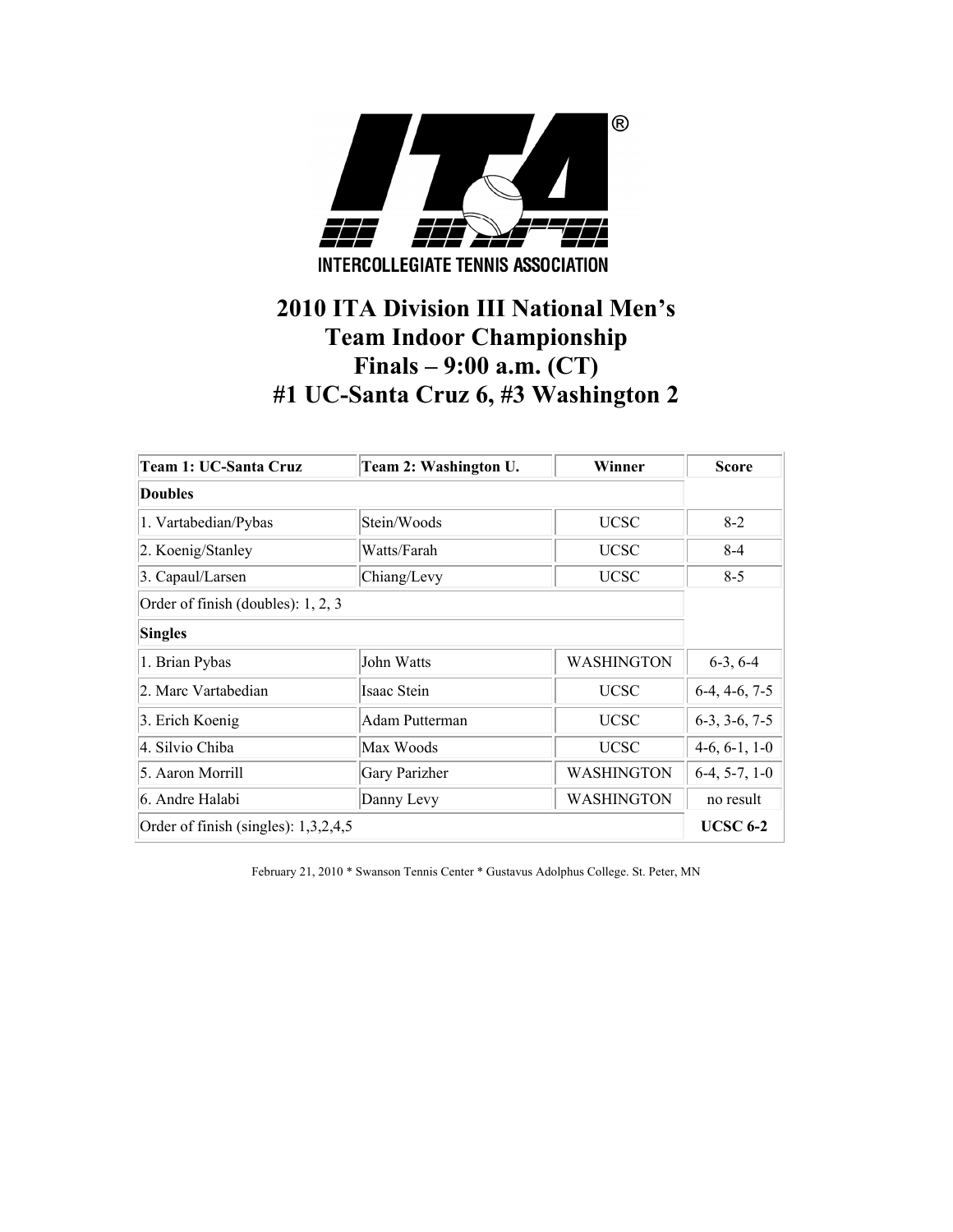INTERCOLLEGIATE TENNIS ASSOCIATION

# 2010 ITA Division III National Men's Team Indoor Championship Finals – 9:00 a.m. (CT) #1 UC-Santa Cruz 6, #3 Washington 2

| Team 1: UC-Santa Cruz | Team 2: Washington U. | Winner | Score |
|---|---|---|---|
| **Doubles** | | | |
| 1. Vartabedian/Pybas | Stein/Woods | UCSC | 8-2 |
| 2. Koenig/Stanley | Watts/Farah | UCSC | 8-4 |
| 3. Capaul/Larsen | Chiang/Levy | UCSC | 8-5 |
| Order of finish (doubles): 1, 2, 3 | | | |
| **Singles** | | | |
| 1. Brian Pybas | John Watts | WASHINGTON | 6-3, 6-4 |
| 2. Marc Vartabedian | Isaac Stein | UCSC | 6-4, 4-6, 7-5 |
| 3. Erich Koenig | Adam Putterman | UCSC | 6-3, 3-6, 7-5 |
| 4. Silvio Chiba | Max Woods | UCSC | 4-6, 6-1, 1-0 |
| 5. Aaron Morrill | Gary Parizher | WASHINGTON | 6-4, 5-7, 1-0 |
| 6. Andre Halabi | Danny Levy | WASHINGTON | no result |
| Order of finish (singles): 1,3,2,4,5 | | | **UCSC 6-2** |

February 21, 2010 * Swanson Tennis Center * Gustavus Adolphus College. St. Peter, MN